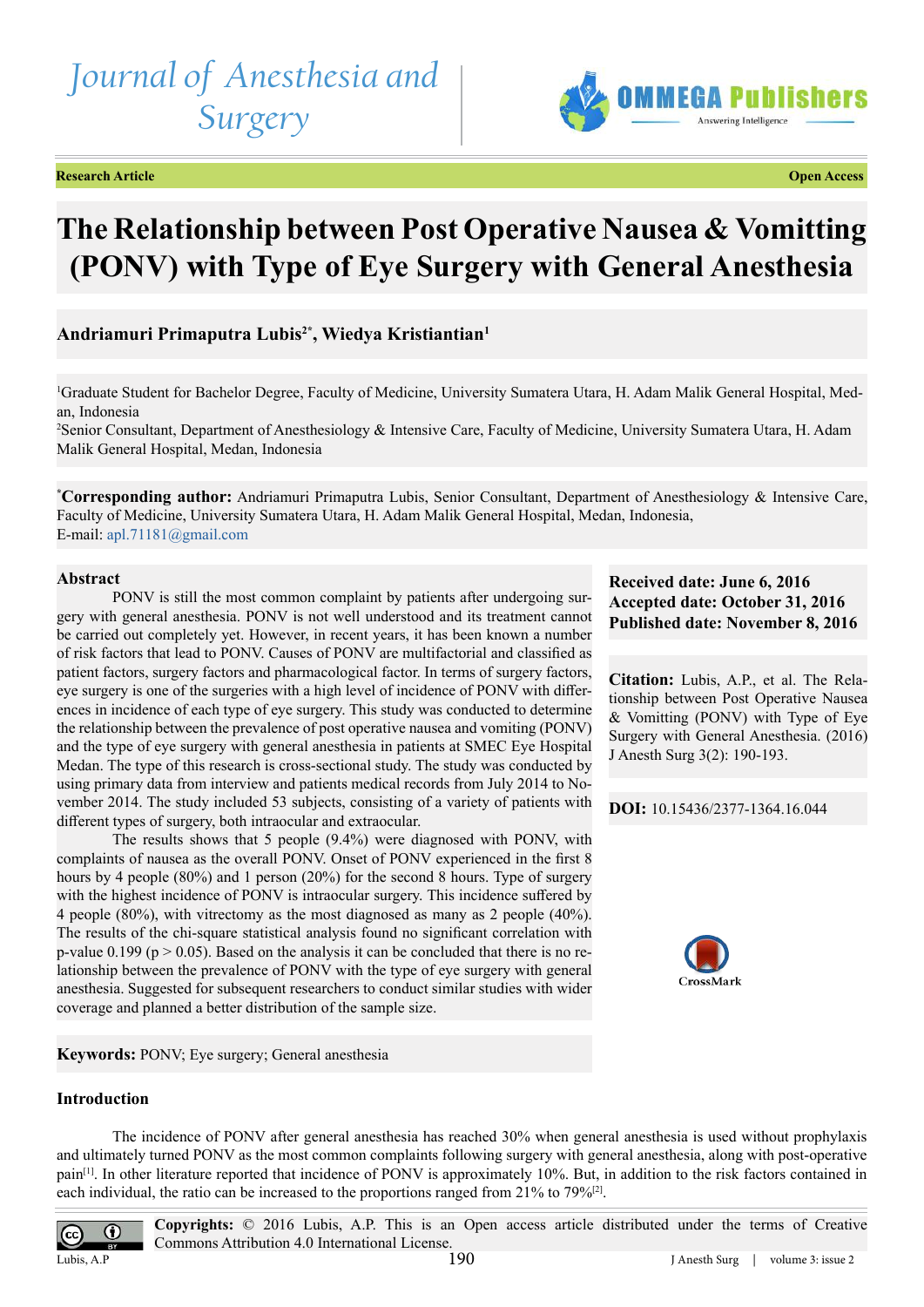Journal of Anesthesia and Surgery

Research Article | Open Access

# The Relationship between Post Operative Nausea & Vomitting (PONV) with Type of Eye Surgery with General Anesthesia

**Andriamuri Primaputra Lubis[2*], Wiedya Kristiantian[1]**

[1]Graduate Student for Bachelor Degree, Faculty of Medicine, University Sumatera Utara, H. Adam Malik General Hospital, Medan, Indonesia

[2]Senior Consultant, Department of Anesthesiology & Intensive Care, Faculty of Medicine, University Sumatera Utara, H. Adam Malik General Hospital, Medan, Indonesia

[*]**Corresponding author:** Andriamuri Primaputra Lubis, Senior Consultant, Department of Anesthesiology & Intensive Care, Faculty of Medicine, University Sumatera Utara, H. Adam Malik General Hospital, Medan, Indonesia, E-mail: apl.71181@gmail.com

**Received date: June 6, 2016**
**Accepted date: October 31, 2016**
**Published date: November 8, 2016**

**Citation:** Lubis, A.P., et al. The Relationship between Post Operative Nausea & Vomitting (PONV) with Type of Eye Surgery with General Anesthesia. (2016) J Anesth Surg 3(2): 190-193.

**DOI:** 10.15436/2377-1364.16.044

## Abstract

PONV is still the most common complaint by patients after undergoing surgery with general anesthesia. PONV is not well understood and its treatment cannot be carried out completely yet. However, in recent years, it has been known a number of risk factors that lead to PONV. Causes of PONV are multifactorial and classified as patient factors, surgery factors and pharmacological factor. In terms of surgery factors, eye surgery is one of the surgeries with a high level of incidence of PONV with differences in incidence of each type of eye surgery. This study was conducted to determine the relationship between the prevalence of post operative nausea and vomiting (PONV) and the type of eye surgery with general anesthesia in patients at SMEC Eye Hospital Medan. The type of this research is cross-sectional study. The study was conducted by using primary data from interview and patients medical records from July 2014 to November 2014. The study included 53 subjects, consisting of a variety of patients with different types of surgery, both intraocular and extraocular.

The results shows that 5 people (9.4%) were diagnosed with PONV, with complaints of nausea as the overall PONV. Onset of PONV experienced in the first 8 hours by 4 people (80%) and 1 person (20%) for the second 8 hours. Type of surgery with the highest incidence of PONV is intraocular surgery. This incidence suffered by 4 people (80%), with vitrectomy as the most diagnosed as many as 2 people (40%). The results of the chi-square statistical analysis found no significant correlation with p-value 0.199 ($p > 0.05$). Based on the analysis it can be concluded that there is no relationship between the prevalence of PONV with the type of eye surgery with general anesthesia. Suggested for subsequent researchers to conduct similar studies with wider coverage and planned a better distribution of the sample size.

**Keywords:** PONV; Eye surgery; General anesthesia

## Introduction

The incidence of PONV after general anesthesia has reached 30% when general anesthesia is used without prophylaxis and ultimately turned PONV as the most common complaints following surgery with general anesthesia, along with post-operative pain[1]. In other literature reported that incidence of PONV is approximately 10%. But, in addition to the risk factors contained in each individual, the ratio can be increased to the proportions ranged from 21% to 79%[2].

**Copyrights:** © 2016 Lubis, A.P. This is an Open access article distributed under the terms of Creative Commons Attribution 4.0 International License.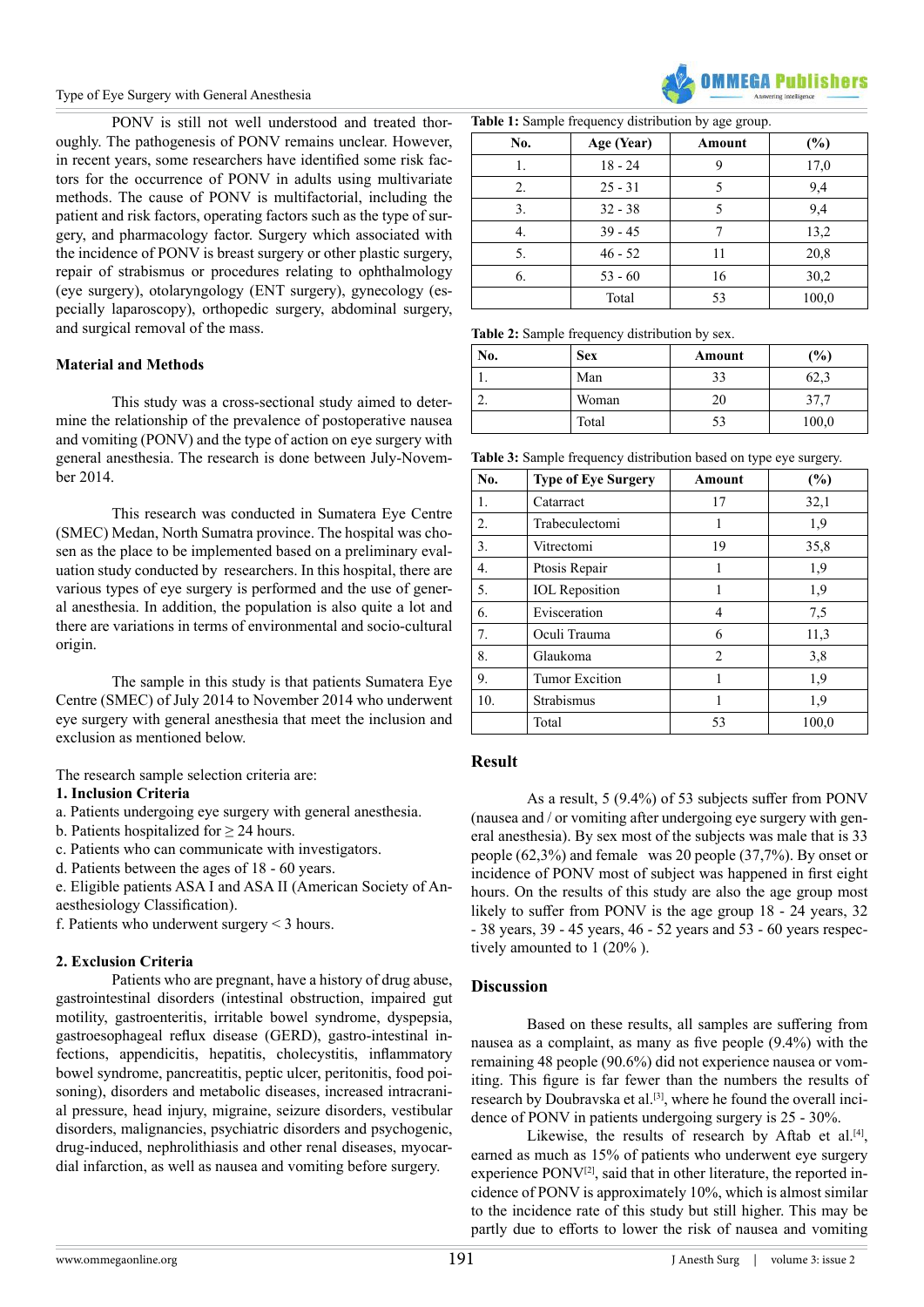PONV is still not well understood and treated thoroughly. The pathogenesis of PONV remains unclear. However, in recent years, some researchers have identified some risk factors for the occurrence of PONV in adults using multivariate methods. The cause of PONV is multifactorial, including the patient and risk factors, operating factors such as the type of surgery, and pharmacology factor. Surgery which associated with the incidence of PONV is breast surgery or other plastic surgery, repair of strabismus or procedures relating to ophthalmology (eye surgery), otolaryngology (ENT surgery), gynecology (especially laparoscopy), orthopedic surgery, abdominal surgery, and surgical removal of the mass.

## Material and Methods

This study was a cross-sectional study aimed to determine the relationship of the prevalence of postoperative nausea and vomiting (PONV) and the type of action on eye surgery with general anesthesia. The research is done between July-November 2014.

This research was conducted in Sumatera Eye Centre (SMEC) Medan, North Sumatra province. The hospital was chosen as the place to be implemented based on a preliminary evaluation study conducted by researchers. In this hospital, there are various types of eye surgery is performed and the use of general anesthesia. In addition, the population is also quite a lot and there are variations in terms of environmental and socio-cultural origin.

The sample in this study is that patients Sumatera Eye Centre (SMEC) of July 2014 to November 2014 who underwent eye surgery with general anesthesia that meet the inclusion and exclusion as mentioned below.

The research sample selection criteria are:

**1. Inclusion Criteria**

a. Patients undergoing eye surgery with general anesthesia.
b. Patients hospitalized for ≥ 24 hours.
c. Patients who can communicate with investigators.
d. Patients between the ages of 18 - 60 years.
e. Eligible patients ASA I and ASA II (American Society of Anaesthesiology Classification).
f. Patients who underwent surgery < 3 hours.

**2. Exclusion Criteria**

Patients who are pregnant, have a history of drug abuse, gastrointestinal disorders (intestinal obstruction, impaired gut motility, gastroenteritis, irritable bowel syndrome, dyspepsia, gastroesophageal reflux disease (GERD), gastro-intestinal infections, appendicitis, hepatitis, cholecystitis, inflammatory bowel syndrome, pancreatitis, peptic ulcer, peritonitis, food poisoning), disorders and metabolic diseases, increased intracranial pressure, head injury, migraine, seizure disorders, vestibular disorders, malignancies, psychiatric disorders and psychogenic, drug-induced, nephrolithiasis and other renal diseases, myocardial infarction, as well as nausea and vomiting before surgery.

**Table 1:** Sample frequency distribution by age group.

| No. | Age (Year) | Amount | (%) |
|---|---|---|---|
| 1. | 18 - 24 | 9 | 17,0 |
| 2. | 25 - 31 | 5 | 9,4 |
| 3. | 32 - 38 | 5 | 9,4 |
| 4. | 39 - 45 | 7 | 13,2 |
| 5. | 46 - 52 | 11 | 20,8 |
| 6. | 53 - 60 | 16 | 30,2 |
| | Total | 53 | 100,0 |

**Table 2:** Sample frequency distribution by sex.

| No. | Sex | Amount | (%) |
|---|---|---|---|
| 1. | Man | 33 | 62,3 |
| 2. | Woman | 20 | 37,7 |
| | Total | 53 | 100,0 |

**Table 3:** Sample frequency distribution based on type eye surgery.

| No. | Type of Eye Surgery | Amount | (%) |
|---|---|---|---|
| 1. | Catarract | 17 | 32,1 |
| 2. | Trabeculectomi | 1 | 1,9 |
| 3. | Vitrectomi | 19 | 35,8 |
| 4. | Ptosis Repair | 1 | 1,9 |
| 5. | IOL Reposition | 1 | 1,9 |
| 6. | Evisceration | 4 | 7,5 |
| 7. | Oculi Trauma | 6 | 11,3 |
| 8. | Glaukoma | 2 | 3,8 |
| 9. | Tumor Excition | 1 | 1,9 |
| 10. | Strabismus | 1 | 1,9 |
| | Total | 53 | 100,0 |

## Result

As a result, 5 (9.4%) of 53 subjects suffer from PONV (nausea and / or vomiting after undergoing eye surgery with general anesthesia). By sex most of the subjects was male that is 33 people (62,3%) and female was 20 people (37,7%). By onset or incidence of PONV most of subject was happened in first eight hours. On the results of this study are also the age group most likely to suffer from PONV is the age group 18 - 24 years, 32 - 38 years, 39 - 45 years, 46 - 52 years and 53 - 60 years respectively amounted to 1 (20% ).

## Discussion

Based on these results, all samples are suffering from nausea as a complaint, as many as five people (9.4%) with the remaining 48 people (90.6%) did not experience nausea or vomiting. This figure is far fewer than the numbers the results of research by Doubravska et al.[3], where he found the overall incidence of PONV in patients undergoing surgery is 25 - 30%.

Likewise, the results of research by Aftab et al.[4], earned as much as 15% of patients who underwent eye surgery experience PONV[2], said that in other literature, the reported incidence of PONV is approximately 10%, which is almost similar to the incidence rate of this study but still higher. This may be partly due to efforts to lower the risk of nausea and vomiting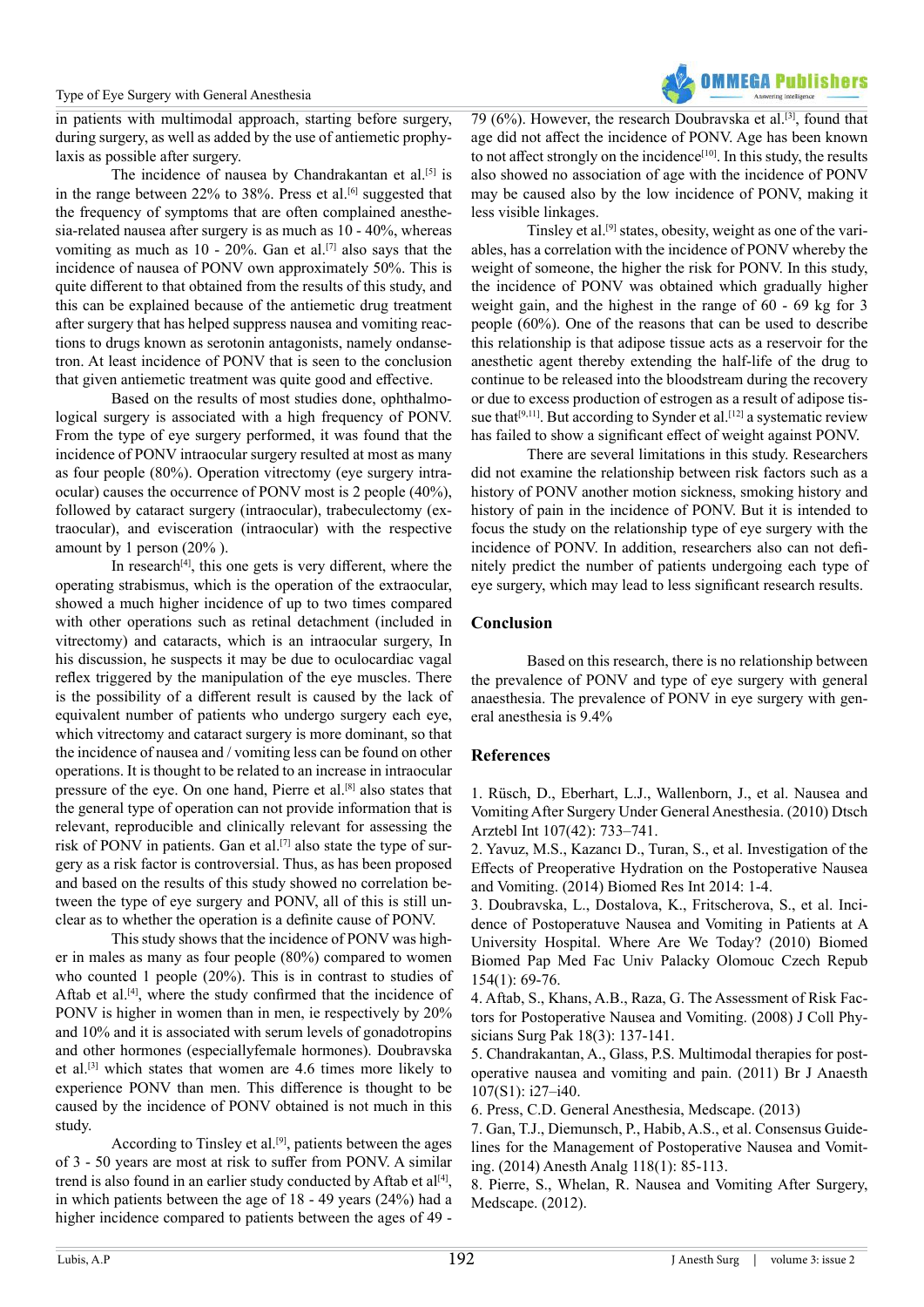in patients with multimodal approach, starting before surgery, during surgery, as well as added by the use of antiemetic prophylaxis as possible after surgery.

The incidence of nausea by Chandrakantan et al.[5] is in the range between 22% to 38%. Press et al.[6] suggested that the frequency of symptoms that are often complained anesthesia-related nausea after surgery is as much as 10 - 40%, whereas vomiting as much as 10 - 20%. Gan et al.[7] also says that the incidence of nausea of PONV own approximately 50%. This is quite different to that obtained from the results of this study, and this can be explained because of the antiemetic drug treatment after surgery that has helped suppress nausea and vomiting reactions to drugs known as serotonin antagonists, namely ondansetron. At least incidence of PONV that is seen to the conclusion that given antiemetic treatment was quite good and effective.

Based on the results of most studies done, ophthalmological surgery is associated with a high frequency of PONV. From the type of eye surgery performed, it was found that the incidence of PONV intraocular surgery resulted at most as many as four people (80%). Operation vitrectomy (eye surgery intraocular) causes the occurrence of PONV most is 2 people (40%), followed by cataract surgery (intraocular), trabeculectomy (extraocular), and evisceration (intraocular) with the respective amount by 1 person (20% ).

In research[4], this one gets is very different, where the operating strabismus, which is the operation of the extraocular, showed a much higher incidence of up to two times compared with other operations such as retinal detachment (included in vitrectomy) and cataracts, which is an intraocular surgery, In his discussion, he suspects it may be due to oculocardiac vagal reflex triggered by the manipulation of the eye muscles. There is the possibility of a different result is caused by the lack of equivalent number of patients who undergo surgery each eye, which vitrectomy and cataract surgery is more dominant, so that the incidence of nausea and / vomiting less can be found on other operations. It is thought to be related to an increase in intraocular pressure of the eye. On one hand, Pierre et al.[8] also states that the general type of operation can not provide information that is relevant, reproducible and clinically relevant for assessing the risk of PONV in patients. Gan et al.[7] also state the type of surgery as a risk factor is controversial. Thus, as has been proposed and based on the results of this study showed no correlation between the type of eye surgery and PONV, all of this is still unclear as to whether the operation is a definite cause of PONV.

This study shows that the incidence of PONV was higher in males as many as four people (80%) compared to women who counted 1 people (20%). This is in contrast to studies of Aftab et al.[4], where the study confirmed that the incidence of PONV is higher in women than in men, ie respectively by 20% and 10% and it is associated with serum levels of gonadotropins and other hormones (especiallyfemale hormones). Doubravska et al.[3] which states that women are 4.6 times more likely to experience PONV than men. This difference is thought to be caused by the incidence of PONV obtained is not much in this study.

According to Tinsley et al.[9], patients between the ages of 3 - 50 years are most at risk to suffer from PONV. A similar trend is also found in an earlier study conducted by Aftab et al[4], in which patients between the age of 18 - 49 years (24%) had a higher incidence compared to patients between the ages of 49 - 79 (6%). However, the research Doubravska et al.[3], found that age did not affect the incidence of PONV. Age has been known to not affect strongly on the incidence[10]. In this study, the results also showed no association of age with the incidence of PONV may be caused also by the low incidence of PONV, making it less visible linkages.

Tinsley et al.[9] states, obesity, weight as one of the variables, has a correlation with the incidence of PONV whereby the weight of someone, the higher the risk for PONV. In this study, the incidence of PONV was obtained which gradually higher weight gain, and the highest in the range of 60 - 69 kg for 3 people (60%). One of the reasons that can be used to describe this relationship is that adipose tissue acts as a reservoir for the anesthetic agent thereby extending the half-life of the drug to continue to be released into the bloodstream during the recovery or due to excess production of estrogen as a result of adipose tissue that[9,11]. But according to Synder et al.[12] a systematic review has failed to show a significant effect of weight against PONV.

There are several limitations in this study. Researchers did not examine the relationship between risk factors such as a history of PONV another motion sickness, smoking history and history of pain in the incidence of PONV. But it is intended to focus the study on the relationship type of eye surgery with the incidence of PONV. In addition, researchers also can not definitely predict the number of patients undergoing each type of eye surgery, which may lead to less significant research results.

## Conclusion

Based on this research, there is no relationship between the prevalence of PONV and type of eye surgery with general anaesthesia. The prevalence of PONV in eye surgery with general anesthesia is 9.4%

## References

1. Rüsch, D., Eberhart, L.J., Wallenborn, J., et al. Nausea and Vomiting After Surgery Under General Anesthesia. (2010) Dtsch Arztebl Int 107(42): 733–741.
2. Yavuz, M.S., Kazancı D., Turan, S., et al. Investigation of the Effects of Preoperative Hydration on the Postoperative Nausea and Vomiting. (2014) Biomed Res Int 2014: 1-4.
3. Doubravska, L., Dostalova, K., Fritscherova, S., et al. Incidence of Postoperatuve Nausea and Vomiting in Patients at A University Hospital. Where Are We Today? (2010) Biomed Biomed Pap Med Fac Univ Palacky Olomouc Czech Repub 154(1): 69-76.
4. Aftab, S., Khans, A.B., Raza, G. The Assessment of Risk Factors for Postoperative Nausea and Vomiting. (2008) J Coll Physicians Surg Pak 18(3): 137-141.
5. Chandrakantan, A., Glass, P.S. Multimodal therapies for postoperative nausea and vomiting and pain. (2011) Br J Anaesth 107(S1): i27–i40.
6. Press, C.D. General Anesthesia, Medscape. (2013)
7. Gan, T.J., Diemunsch, P., Habib, A.S., et al. Consensus Guidelines for the Management of Postoperative Nausea and Vomiting. (2014) Anesth Analg 118(1): 85-113.
8. Pierre, S., Whelan, R. Nausea and Vomiting After Surgery, Medscape. (2012).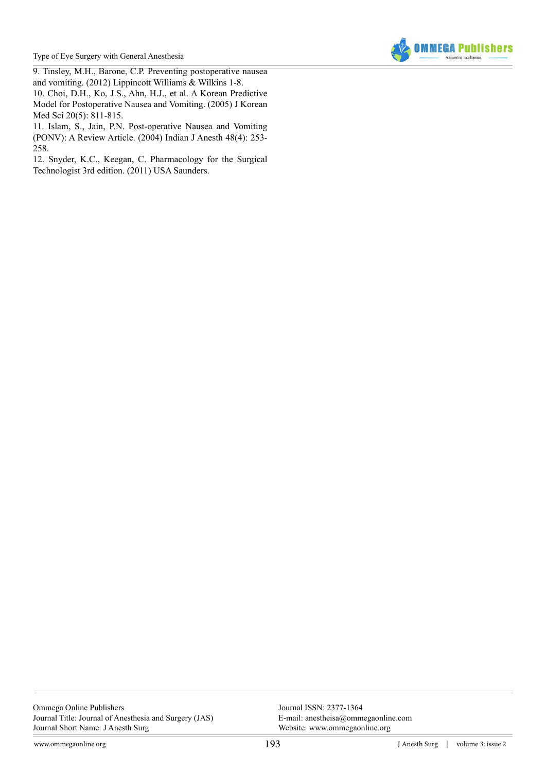9. Tinsley, M.H., Barone, C.P. Preventing postoperative nausea and vomiting. (2012) Lippincott Williams & Wilkins 1-8.

10. Choi, D.H., Ko, J.S., Ahn, H.J., et al. A Korean Predictive Model for Postoperative Nausea and Vomiting. (2005) J Korean Med Sci 20(5): 811-815.

11. Islam, S., Jain, P.N. Post-operative Nausea and Vomiting (PONV): A Review Article. (2004) Indian J Anesth 48(4): 253-258.

12. Snyder, K.C., Keegan, C. Pharmacology for the Surgical Technologist 3rd edition. (2011) USA Saunders.